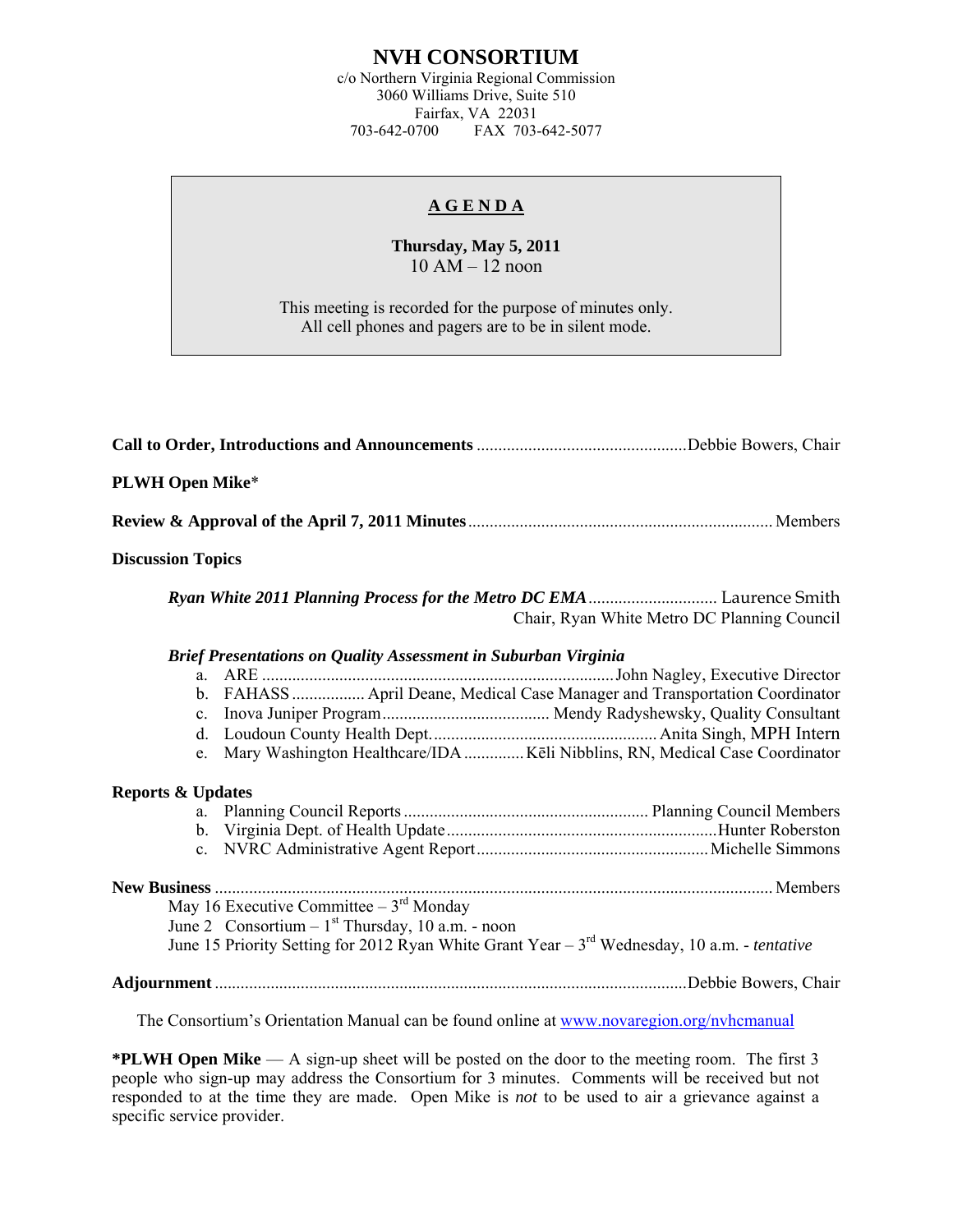# NVH CONSORTIUM

c/o Northern Virginia Regional Commission
3060 Williams Drive, Suite 510
Fairfax, VA 22031
703-642-0700 FAX 703-642-5077

## A G E N D A

**Thursday, May 5, 2011**
10 AM – 12 noon

This meeting is recorded for the purpose of minutes only.
All cell phones and pagers are to be in silent mode.

**Call to Order, Introductions and Announcements** ................................................ Debbie Bowers, Chair

**PLWH Open Mike***

**Review & Approval of the April 7, 2011 Minutes** ...................................................................... Members

**Discussion Topics**

***Ryan White 2011 Planning Process for the Metro DC EMA*** ............................. Laurence Smith
Chair, Ryan White Metro DC Planning Council

***Brief Presentations on Quality Assessment in Suburban Virginia***

a. ARE ................................................................................. John Nagley, Executive Director
b. FAHASS ................. April Deane, Medical Case Manager and Transportation Coordinator
c. Inova Juniper Program....................................... Mendy Radyshewsky, Quality Consultant
d. Loudoun County Health Dept. .................................................... Anita Singh, MPH Intern
e. Mary Washington Healthcare/IDA ............. Kēli Nibblins, RN, Medical Case Coordinator

**Reports & Updates**

a. Planning Council Reports ........................................................ Planning Council Members
b. Virginia Dept. of Health Update ............................................................... Hunter Roberston
c. NVRC Administrative Agent Report ..................................................... Michelle Simmons

**New Business** ................................................................................................................. Members

May 16 Executive Committee – 3rd Monday
June 2 Consortium – 1st Thursday, 10 a.m. - noon
June 15 Priority Setting for 2012 Ryan White Grant Year – 3rd Wednesday, 10 a.m. - *tentative*

**Adjournment** ........................................................................................................... Debbie Bowers, Chair

The Consortium's Orientation Manual can be found online at www.novaregion.org/nvhcmanual

***PLWH Open Mike** — A sign-up sheet will be posted on the door to the meeting room. The first 3 people who sign-up may address the Consortium for 3 minutes. Comments will be received but not responded to at the time they are made. Open Mike is *not* to be used to air a grievance against a specific service provider.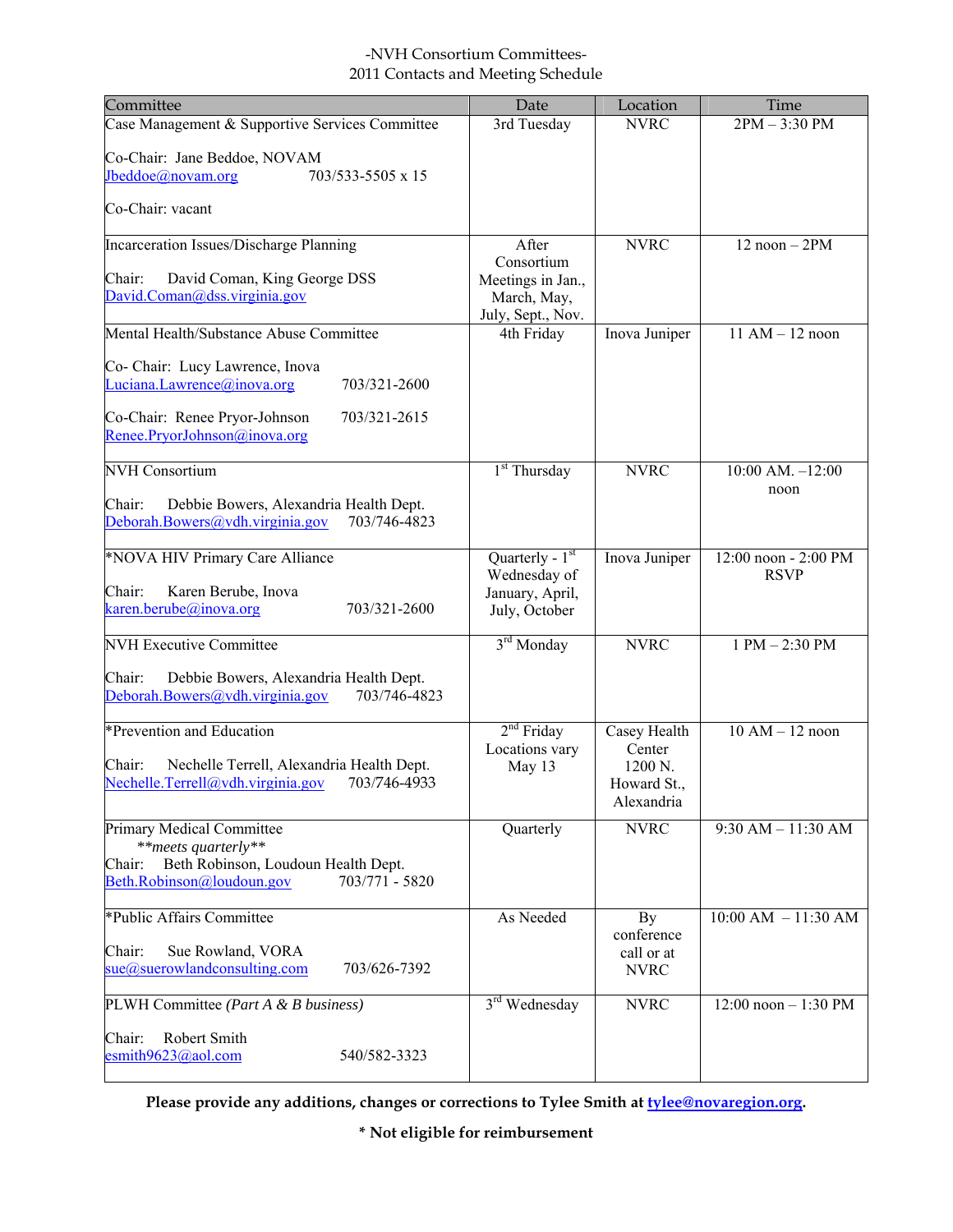-NVH Consortium Committees-
2011 Contacts and Meeting Schedule

| Committee | Date | Location | Time |
|---|---|---|---|
| Case Management & Supportive Services Committee<br><br>Co-Chair: Jane Beddoe, NOVAM<br>Jbeddoe@novam.org 703/533-5505 x 15<br><br>Co-Chair: vacant | 3rd Tuesday | NVRC | 2PM – 3:30 PM |
| Incarceration Issues/Discharge Planning<br><br>Chair: David Coman, King George DSS<br>David.Coman@dss.virginia.gov | After Consortium Meetings in Jan., March, May, July, Sept., Nov. | NVRC | 12 noon – 2PM |
| Mental Health/Substance Abuse Committee<br><br>Co- Chair: Lucy Lawrence, Inova<br>Luciana.Lawrence@inova.org 703/321-2600<br><br>Co-Chair: Renee Pryor-Johnson 703/321-2615<br>Renee.PryorJohnson@inova.org | 4th Friday | Inova Juniper | 11 AM – 12 noon |
| NVH Consortium<br><br>Chair: Debbie Bowers, Alexandria Health Dept.<br>Deborah.Bowers@vdh.virginia.gov 703/746-4823 | 1st Thursday | NVRC | 10:00 AM. –12:00 noon |
| *NOVA HIV Primary Care Alliance<br><br>Chair: Karen Berube, Inova<br>karen.berube@inova.org 703/321-2600 | Quarterly - 1st Wednesday of January, April, July, October | Inova Juniper | 12:00 noon - 2:00 PM RSVP |
| NVH Executive Committee<br><br>Chair: Debbie Bowers, Alexandria Health Dept.<br>Deborah.Bowers@vdh.virginia.gov 703/746-4823 | 3rd Monday | NVRC | 1 PM – 2:30 PM |
| *Prevention and Education<br><br>Chair: Nechelle Terrell, Alexandria Health Dept.<br>Nechelle.Terrell@vdh.virginia.gov 703/746-4933 | 2nd Friday Locations vary May 13 | Casey Health Center 1200 N. Howard St., Alexandria | 10 AM – 12 noon |
| Primary Medical Committee<br>*\*meets quarterly\*\*<br>Chair: Beth Robinson, Loudoun Health Dept.<br>Beth.Robinson@loudoun.gov 703/771 - 5820 | Quarterly | NVRC | 9:30 AM – 11:30 AM |
| *Public Affairs Committee<br><br>Chair: Sue Rowland, VORA<br>sue@suerowlandconsulting.com 703/626-7392 | As Needed | By conference call or at NVRC | 10:00 AM – 11:30 AM |
| PLWH Committee *(Part A & B business)*<br><br>Chair: Robert Smith<br>esmith9623@aol.com 540/582-3323 | 3rd Wednesday | NVRC | 12:00 noon – 1:30 PM |

**Please provide any additions, changes or corrections to Tylee Smith at tylee@novaregion.org.**

**\* Not eligible for reimbursement**